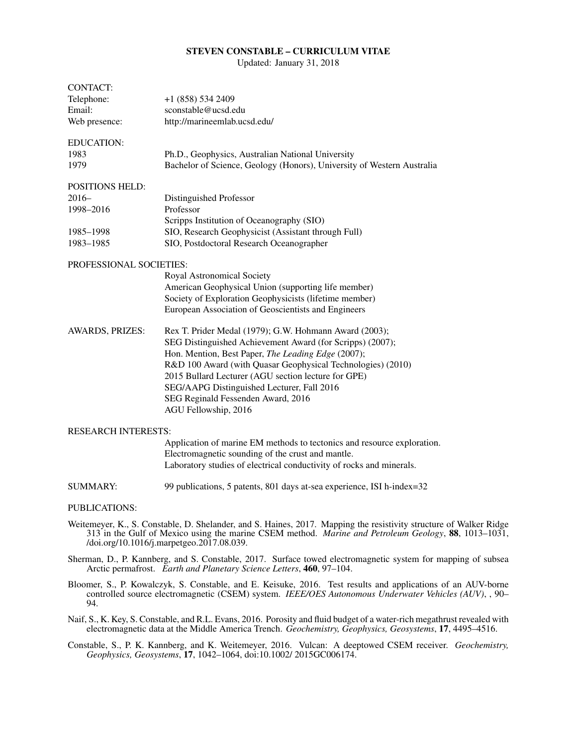# STEVEN CONSTABLE – CURRICULUM VITAE

Updated: January 31, 2018

## CONTACT:

| | |
|---|---|
| Telephone: | +1 (858) 534 2409 |
| Email: | sconstable@ucsd.edu |
| Web presence: | http://marineemlab.ucsd.edu/ |

## EDUCATION:

| | |
|---|---|
| 1983 | Ph.D., Geophysics, Australian National University |
| 1979 | Bachelor of Science, Geology (Honors), University of Western Australia |

## POSITIONS HELD:

| | |
|---|---|
| 2016– | Distinguished Professor |
| 1998–2016 | Professor |
| | Scripps Institution of Oceanography (SIO) |
| 1985–1998 | SIO, Research Geophysicist (Assistant through Full) |
| 1983–1985 | SIO, Postdoctoral Research Oceanographer |

## PROFESSIONAL SOCIETIES:

Royal Astronomical Society
American Geophysical Union (supporting life member)
Society of Exploration Geophysicists (lifetime member)
European Association of Geoscientists and Engineers

## AWARDS, PRIZES:

Rex T. Prider Medal (1979); G.W. Hohmann Award (2003);
SEG Distinguished Achievement Award (for Scripps) (2007);
Hon. Mention, Best Paper, *The Leading Edge* (2007);
R&D 100 Award (with Quasar Geophysical Technologies) (2010)
2015 Bullard Lecturer (AGU section lecture for GPE)
SEG/AAPG Distinguished Lecturer, Fall 2016
SEG Reginald Fessenden Award, 2016
AGU Fellowship, 2016

## RESEARCH INTERESTS:

Application of marine EM methods to tectonics and resource exploration.
Electromagnetic sounding of the crust and mantle.
Laboratory studies of electrical conductivity of rocks and minerals.

## SUMMARY:

99 publications, 5 patents, 801 days at-sea experience, ISI h-index=32

## PUBLICATIONS:

Weitemeyer, K., S. Constable, D. Shelander, and S. Haines, 2017. Mapping the resistivity structure of Walker Ridge 313 in the Gulf of Mexico using the marine CSEM method. *Marine and Petroleum Geology*, **88**, 1013–1031, /doi.org/10.1016/j.marpetgeo.2017.08.039.

Sherman, D., P. Kannberg, and S. Constable, 2017. Surface towed electromagnetic system for mapping of subsea Arctic permafrost. *Earth and Planetary Science Letters*, **460**, 97–104.

Bloomer, S., P. Kowalczyk, S. Constable, and E. Keisuke, 2016. Test results and applications of an AUV-borne controlled source electromagnetic (CSEM) system. *IEEE/OES Autonomous Underwater Vehicles (AUV)*, , 90–94.

Naif, S., K. Key, S. Constable, and R.L. Evans, 2016. Porosity and fluid budget of a water-rich megathrust revealed with electromagnetic data at the Middle America Trench. *Geochemistry, Geophysics, Geosystems*, **17**, 4495–4516.

Constable, S., P. K. Kannberg, and K. Weitemeyer, 2016. Vulcan: A deeptowed CSEM receiver. *Geochemistry, Geophysics, Geosystems*, **17**, 1042–1064, doi:10.1002/ 2015GC006174.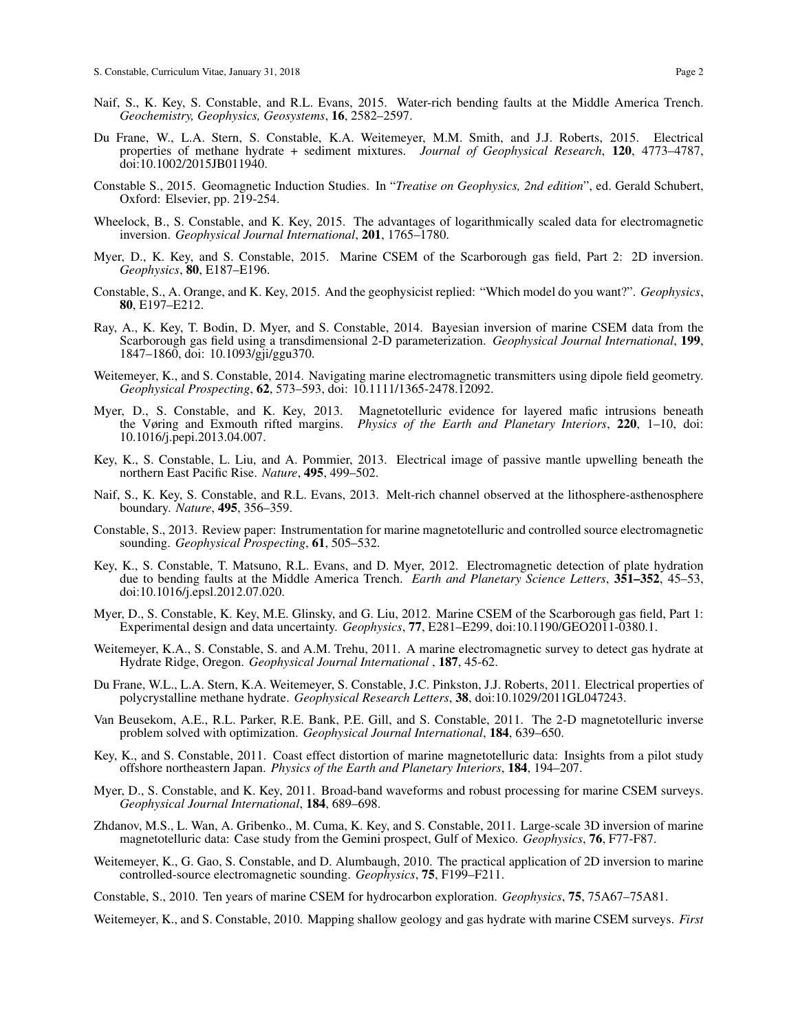Naif, S., K. Key, S. Constable, and R.L. Evans, 2015. Water-rich bending faults at the Middle America Trench. *Geochemistry, Geophysics, Geosystems*, **16**, 2582–2597.

Du Frane, W., L.A. Stern, S. Constable, K.A. Weitemeyer, M.M. Smith, and J.J. Roberts, 2015. Electrical properties of methane hydrate + sediment mixtures. *Journal of Geophysical Research*, **120**, 4773–4787, doi:10.1002/2015JB011940.

Constable S., 2015. Geomagnetic Induction Studies. In "*Treatise on Geophysics, 2nd edition*", ed. Gerald Schubert, Oxford: Elsevier, pp. 219-254.

Wheelock, B., S. Constable, and K. Key, 2015. The advantages of logarithmically scaled data for electromagnetic inversion. *Geophysical Journal International*, **201**, 1765–1780.

Myer, D., K. Key, and S. Constable, 2015. Marine CSEM of the Scarborough gas field, Part 2: 2D inversion. *Geophysics*, **80**, E187–E196.

Constable, S., A. Orange, and K. Key, 2015. And the geophysicist replied: "Which model do you want?". *Geophysics*, **80**, E197–E212.

Ray, A., K. Key, T. Bodin, D. Myer, and S. Constable, 2014. Bayesian inversion of marine CSEM data from the Scarborough gas field using a transdimensional 2-D parameterization. *Geophysical Journal International*, **199**, 1847–1860, doi: 10.1093/gji/ggu370.

Weitemeyer, K., and S. Constable, 2014. Navigating marine electromagnetic transmitters using dipole field geometry. *Geophysical Prospecting*, **62**, 573–593, doi: 10.1111/1365-2478.12092.

Myer, D., S. Constable, and K. Key, 2013. Magnetotelluric evidence for layered mafic intrusions beneath the Vøring and Exmouth rifted margins. *Physics of the Earth and Planetary Interiors*, **220**, 1–10, doi: 10.1016/j.pepi.2013.04.007.

Key, K., S. Constable, L. Liu, and A. Pommier, 2013. Electrical image of passive mantle upwelling beneath the northern East Pacific Rise. *Nature*, **495**, 499–502.

Naif, S., K. Key, S. Constable, and R.L. Evans, 2013. Melt-rich channel observed at the lithosphere-asthenosphere boundary. *Nature*, **495**, 356–359.

Constable, S., 2013. Review paper: Instrumentation for marine magnetotelluric and controlled source electromagnetic sounding. *Geophysical Prospecting*, **61**, 505–532.

Key, K., S. Constable, T. Matsuno, R.L. Evans, and D. Myer, 2012. Electromagnetic detection of plate hydration due to bending faults at the Middle America Trench. *Earth and Planetary Science Letters*, **351–352**, 45–53, doi:10.1016/j.epsl.2012.07.020.

Myer, D., S. Constable, K. Key, M.E. Glinsky, and G. Liu, 2012. Marine CSEM of the Scarborough gas field, Part 1: Experimental design and data uncertainty. *Geophysics*, **77**, E281–E299, doi:10.1190/GEO2011-0380.1.

Weitemeyer, K.A., S. Constable, S. and A.M. Trehu, 2011. A marine electromagnetic survey to detect gas hydrate at Hydrate Ridge, Oregon. *Geophysical Journal International* , **187**, 45-62.

Du Frane, W.L., L.A. Stern, K.A. Weitemeyer, S. Constable, J.C. Pinkston, J.J. Roberts, 2011. Electrical properties of polycrystalline methane hydrate. *Geophysical Research Letters*, **38**, doi:10.1029/2011GL047243.

Van Beusekom, A.E., R.L. Parker, R.E. Bank, P.E. Gill, and S. Constable, 2011. The 2-D magnetotelluric inverse problem solved with optimization. *Geophysical Journal International*, **184**, 639–650.

Key, K., and S. Constable, 2011. Coast effect distortion of marine magnetotelluric data: Insights from a pilot study offshore northeastern Japan. *Physics of the Earth and Planetary Interiors*, **184**, 194–207.

Myer, D., S. Constable, and K. Key, 2011. Broad-band waveforms and robust processing for marine CSEM surveys. *Geophysical Journal International*, **184**, 689–698.

Zhdanov, M.S., L. Wan, A. Gribenko., M. Cuma, K. Key, and S. Constable, 2011. Large-scale 3D inversion of marine magnetotelluric data: Case study from the Gemini prospect, Gulf of Mexico. *Geophysics*, **76**, F77-F87.

Weitemeyer, K., G. Gao, S. Constable, and D. Alumbaugh, 2010. The practical application of 2D inversion to marine controlled-source electromagnetic sounding. *Geophysics*, **75**, F199–F211.

Constable, S., 2010. Ten years of marine CSEM for hydrocarbon exploration. *Geophysics*, **75**, 75A67–75A81.

Weitemeyer, K., and S. Constable, 2010. Mapping shallow geology and gas hydrate with marine CSEM surveys. *First*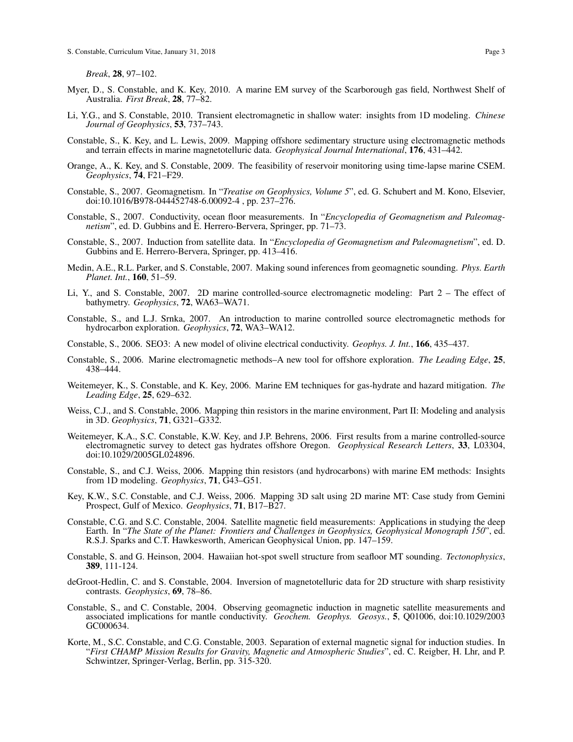*Break*, **28**, 97–102.

Myer, D., S. Constable, and K. Key, 2010. A marine EM survey of the Scarborough gas field, Northwest Shelf of Australia. *First Break*, **28**, 77–82.

Li, Y.G., and S. Constable, 2010. Transient electromagnetic in shallow water: insights from 1D modeling. *Chinese Journal of Geophysics*, **53**, 737–743.

Constable, S., K. Key, and L. Lewis, 2009. Mapping offshore sedimentary structure using electromagnetic methods and terrain effects in marine magnetotelluric data. *Geophysical Journal International*, **176**, 431–442.

Orange, A., K. Key, and S. Constable, 2009. The feasibility of reservoir monitoring using time-lapse marine CSEM. *Geophysics*, **74**, F21–F29.

Constable, S., 2007. Geomagnetism. In "*Treatise on Geophysics, Volume 5*", ed. G. Schubert and M. Kono, Elsevier, doi:10.1016/B978-044452748-6.00092-4 , pp. 237–276.

Constable, S., 2007. Conductivity, ocean floor measurements. In "*Encyclopedia of Geomagnetism and Paleomagnetism*", ed. D. Gubbins and E. Herrero-Bervera, Springer, pp. 71–73.

Constable, S., 2007. Induction from satellite data. In "*Encyclopedia of Geomagnetism and Paleomagnetism*", ed. D. Gubbins and E. Herrero-Bervera, Springer, pp. 413–416.

Medin, A.E., R.L. Parker, and S. Constable, 2007. Making sound inferences from geomagnetic sounding. *Phys. Earth Planet. Int.*, **160**, 51–59.

Li, Y., and S. Constable, 2007. 2D marine controlled-source electromagnetic modeling: Part 2 – The effect of bathymetry. *Geophysics*, **72**, WA63–WA71.

Constable, S., and L.J. Srnka, 2007. An introduction to marine controlled source electromagnetic methods for hydrocarbon exploration. *Geophysics*, **72**, WA3–WA12.

Constable, S., 2006. SEO3: A new model of olivine electrical conductivity. *Geophys. J. Int.*, **166**, 435–437.

Constable, S., 2006. Marine electromagnetic methods–A new tool for offshore exploration. *The Leading Edge*, **25**, 438–444.

Weitemeyer, K., S. Constable, and K. Key, 2006. Marine EM techniques for gas-hydrate and hazard mitigation. *The Leading Edge*, **25**, 629–632.

Weiss, C.J., and S. Constable, 2006. Mapping thin resistors in the marine environment, Part II: Modeling and analysis in 3D. *Geophysics*, **71**, G321–G332.

Weitemeyer, K.A., S.C. Constable, K.W. Key, and J.P. Behrens, 2006. First results from a marine controlled-source electromagnetic survey to detect gas hydrates offshore Oregon. *Geophysical Research Letters*, **33**, L03304, doi:10.1029/2005GL024896.

Constable, S., and C.J. Weiss, 2006. Mapping thin resistors (and hydrocarbons) with marine EM methods: Insights from 1D modeling. *Geophysics*, **71**, G43–G51.

Key, K.W., S.C. Constable, and C.J. Weiss, 2006. Mapping 3D salt using 2D marine MT: Case study from Gemini Prospect, Gulf of Mexico. *Geophysics*, **71**, B17–B27.

Constable, C.G. and S.C. Constable, 2004. Satellite magnetic field measurements: Applications in studying the deep Earth. In "*The State of the Planet: Frontiers and Challenges in Geophysics, Geophysical Monograph 150*", ed. R.S.J. Sparks and C.T. Hawkesworth, American Geophysical Union, pp. 147–159.

Constable, S. and G. Heinson, 2004. Hawaiian hot-spot swell structure from seafloor MT sounding. *Tectonophysics*, **389**, 111-124.

deGroot-Hedlin, C. and S. Constable, 2004. Inversion of magnetotelluric data for 2D structure with sharp resistivity contrasts. *Geophysics*, **69**, 78–86.

Constable, S., and C. Constable, 2004. Observing geomagnetic induction in magnetic satellite measurements and associated implications for mantle conductivity. *Geochem. Geophys. Geosys.*, **5**, Q01006, doi:10.1029/2003 GC000634.

Korte, M., S.C. Constable, and C.G. Constable, 2003. Separation of external magnetic signal for induction studies. In "*First CHAMP Mission Results for Gravity, Magnetic and Atmospheric Studies*", ed. C. Reigber, H. Lhr, and P. Schwintzer, Springer-Verlag, Berlin, pp. 315-320.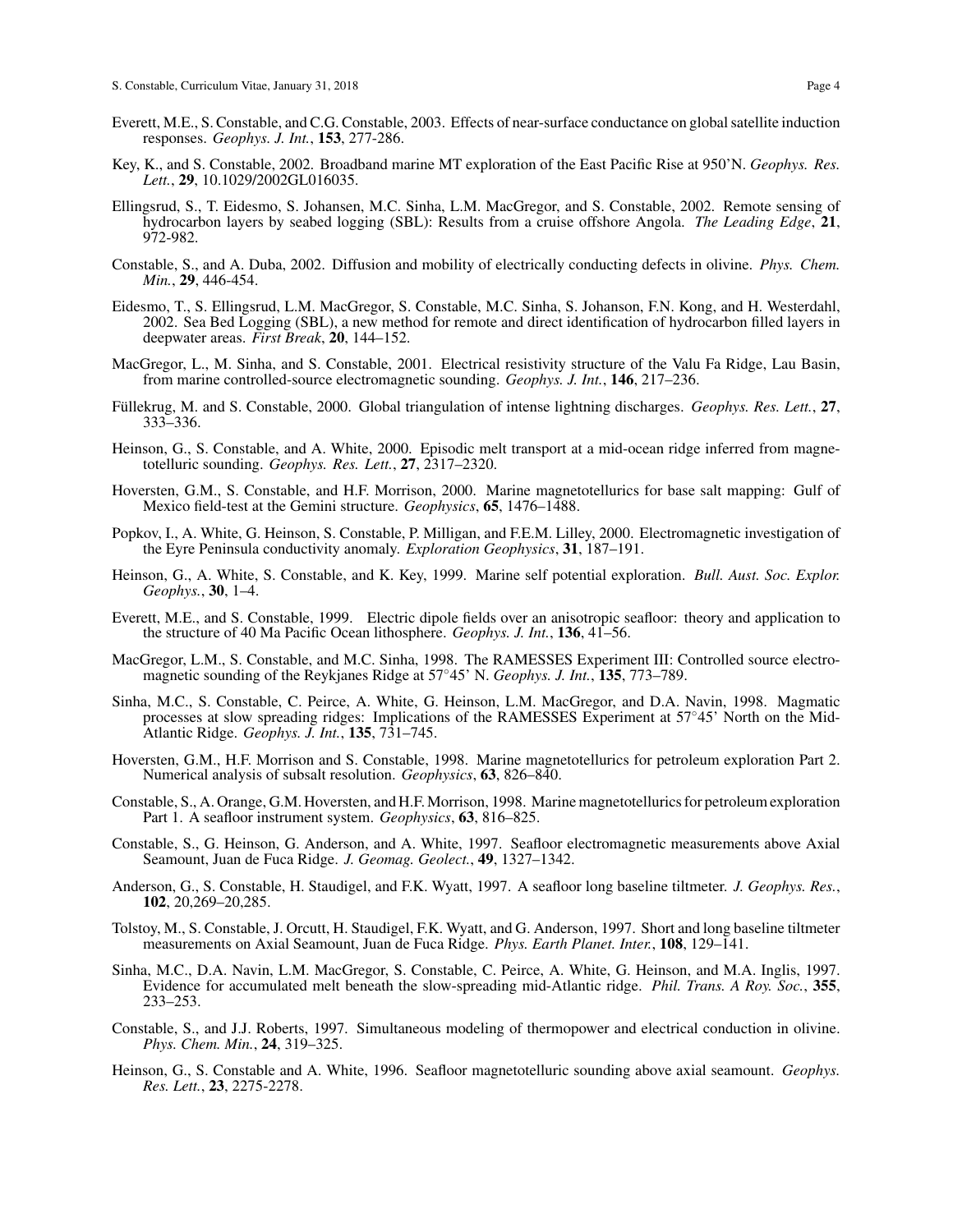Everett, M.E., S. Constable, and C.G. Constable, 2003. Effects of near-surface conductance on global satellite induction responses. *Geophys. J. Int.*, **153**, 277-286.

Key, K., and S. Constable, 2002. Broadband marine MT exploration of the East Pacific Rise at 950'N. *Geophys. Res. Lett.*, **29**, 10.1029/2002GL016035.

Ellingsrud, S., T. Eidesmo, S. Johansen, M.C. Sinha, L.M. MacGregor, and S. Constable, 2002. Remote sensing of hydrocarbon layers by seabed logging (SBL): Results from a cruise offshore Angola. *The Leading Edge*, **21**, 972-982.

Constable, S., and A. Duba, 2002. Diffusion and mobility of electrically conducting defects in olivine. *Phys. Chem. Min.*, **29**, 446-454.

Eidesmo, T., S. Ellingsrud, L.M. MacGregor, S. Constable, M.C. Sinha, S. Johanson, F.N. Kong, and H. Westerdahl, 2002. Sea Bed Logging (SBL), a new method for remote and direct identification of hydrocarbon filled layers in deepwater areas. *First Break*, **20**, 144–152.

MacGregor, L., M. Sinha, and S. Constable, 2001. Electrical resistivity structure of the Valu Fa Ridge, Lau Basin, from marine controlled-source electromagnetic sounding. *Geophys. J. Int.*, **146**, 217–236.

Füllekrug, M. and S. Constable, 2000. Global triangulation of intense lightning discharges. *Geophys. Res. Lett.*, **27**, 333–336.

Heinson, G., S. Constable, and A. White, 2000. Episodic melt transport at a mid-ocean ridge inferred from magnetotelluric sounding. *Geophys. Res. Lett.*, **27**, 2317–2320.

Hoversten, G.M., S. Constable, and H.F. Morrison, 2000. Marine magnetotellurics for base salt mapping: Gulf of Mexico field-test at the Gemini structure. *Geophysics*, **65**, 1476–1488.

Popkov, I., A. White, G. Heinson, S. Constable, P. Milligan, and F.E.M. Lilley, 2000. Electromagnetic investigation of the Eyre Peninsula conductivity anomaly. *Exploration Geophysics*, **31**, 187–191.

Heinson, G., A. White, S. Constable, and K. Key, 1999. Marine self potential exploration. *Bull. Aust. Soc. Explor. Geophys.*, **30**, 1–4.

Everett, M.E., and S. Constable, 1999. Electric dipole fields over an anisotropic seafloor: theory and application to the structure of 40 Ma Pacific Ocean lithosphere. *Geophys. J. Int.*, **136**, 41–56.

MacGregor, L.M., S. Constable, and M.C. Sinha, 1998. The RAMESSES Experiment III: Controlled source electromagnetic sounding of the Reykjanes Ridge at 57°45' N. *Geophys. J. Int.*, **135**, 773–789.

Sinha, M.C., S. Constable, C. Peirce, A. White, G. Heinson, L.M. MacGregor, and D.A. Navin, 1998. Magmatic processes at slow spreading ridges: Implications of the RAMESSES Experiment at 57°45' North on the Mid-Atlantic Ridge. *Geophys. J. Int.*, **135**, 731–745.

Hoversten, G.M., H.F. Morrison and S. Constable, 1998. Marine magnetotellurics for petroleum exploration Part 2. Numerical analysis of subsalt resolution. *Geophysics*, **63**, 826–840.

Constable, S., A. Orange, G.M. Hoversten, and H.F. Morrison, 1998. Marine magnetotellurics for petroleum exploration Part 1. A seafloor instrument system. *Geophysics*, **63**, 816–825.

Constable, S., G. Heinson, G. Anderson, and A. White, 1997. Seafloor electromagnetic measurements above Axial Seamount, Juan de Fuca Ridge. *J. Geomag. Geolect.*, **49**, 1327–1342.

Anderson, G., S. Constable, H. Staudigel, and F.K. Wyatt, 1997. A seafloor long baseline tiltmeter. *J. Geophys. Res.*, **102**, 20,269–20,285.

Tolstoy, M., S. Constable, J. Orcutt, H. Staudigel, F.K. Wyatt, and G. Anderson, 1997. Short and long baseline tiltmeter measurements on Axial Seamount, Juan de Fuca Ridge. *Phys. Earth Planet. Inter.*, **108**, 129–141.

Sinha, M.C., D.A. Navin, L.M. MacGregor, S. Constable, C. Peirce, A. White, G. Heinson, and M.A. Inglis, 1997. Evidence for accumulated melt beneath the slow-spreading mid-Atlantic ridge. *Phil. Trans. A Roy. Soc.*, **355**, 233–253.

Constable, S., and J.J. Roberts, 1997. Simultaneous modeling of thermopower and electrical conduction in olivine. *Phys. Chem. Min.*, **24**, 319–325.

Heinson, G., S. Constable and A. White, 1996. Seafloor magnetotelluric sounding above axial seamount. *Geophys. Res. Lett.*, **23**, 2275-2278.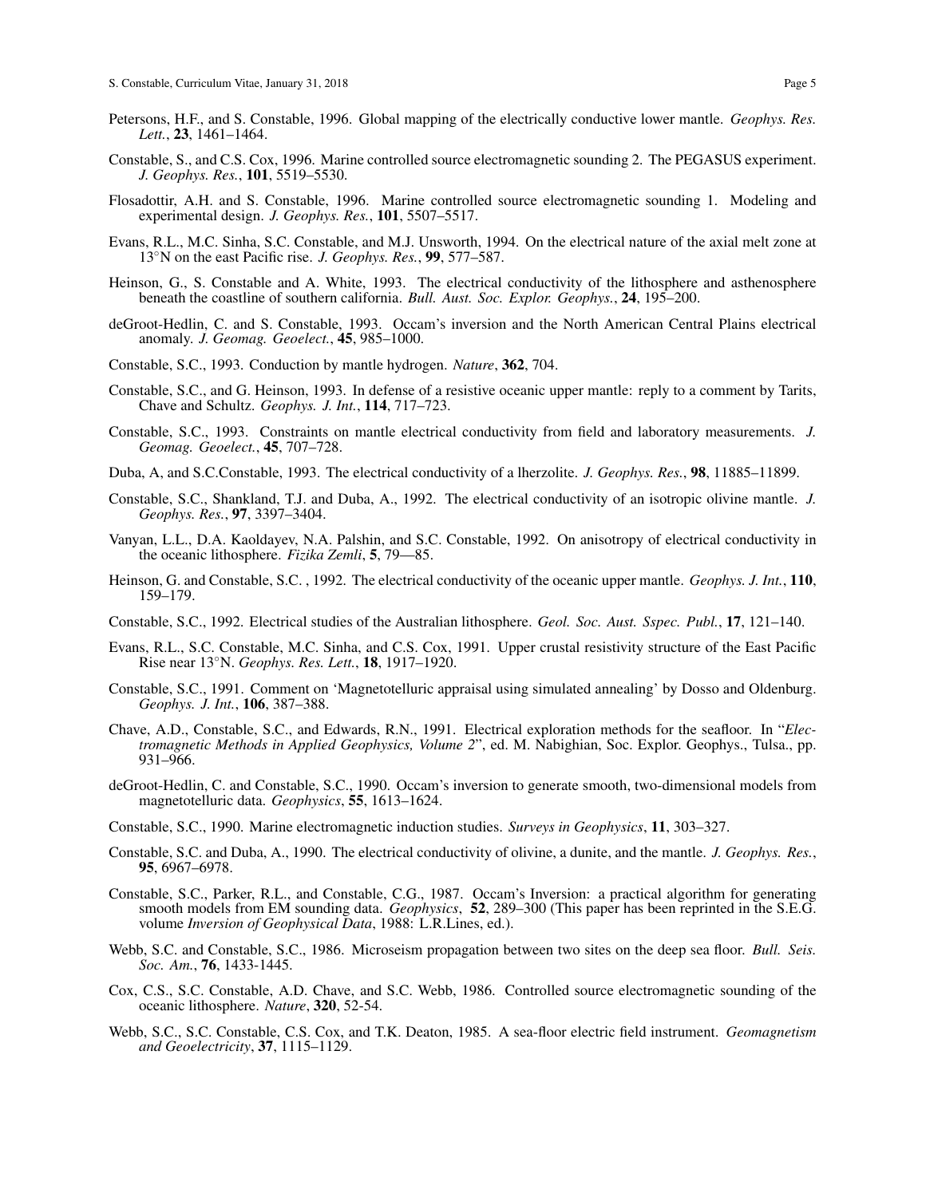Petersons, H.F., and S. Constable, 1996. Global mapping of the electrically conductive lower mantle. *Geophys. Res. Lett.*, **23**, 1461–1464.

Constable, S., and C.S. Cox, 1996. Marine controlled source electromagnetic sounding 2. The PEGASUS experiment. *J. Geophys. Res.*, **101**, 5519–5530.

Flosadottir, A.H. and S. Constable, 1996. Marine controlled source electromagnetic sounding 1. Modeling and experimental design. *J. Geophys. Res.*, **101**, 5507–5517.

Evans, R.L., M.C. Sinha, S.C. Constable, and M.J. Unsworth, 1994. On the electrical nature of the axial melt zone at 13°N on the east Pacific rise. *J. Geophys. Res.*, **99**, 577–587.

Heinson, G., S. Constable and A. White, 1993. The electrical conductivity of the lithosphere and asthenosphere beneath the coastline of southern california. *Bull. Aust. Soc. Explor. Geophys.*, **24**, 195–200.

deGroot-Hedlin, C. and S. Constable, 1993. Occam's inversion and the North American Central Plains electrical anomaly. *J. Geomag. Geoelect.*, **45**, 985–1000.

Constable, S.C., 1993. Conduction by mantle hydrogen. *Nature*, **362**, 704.

Constable, S.C., and G. Heinson, 1993. In defense of a resistive oceanic upper mantle: reply to a comment by Tarits, Chave and Schultz. *Geophys. J. Int.*, **114**, 717–723.

Constable, S.C., 1993. Constraints on mantle electrical conductivity from field and laboratory measurements. *J. Geomag. Geoelect.*, **45**, 707–728.

Duba, A, and S.C.Constable, 1993. The electrical conductivity of a lherzolite. *J. Geophys. Res.*, **98**, 11885–11899.

Constable, S.C., Shankland, T.J. and Duba, A., 1992. The electrical conductivity of an isotropic olivine mantle. *J. Geophys. Res.*, **97**, 3397–3404.

Vanyan, L.L., D.A. Kaoldayev, N.A. Palshin, and S.C. Constable, 1992. On anisotropy of electrical conductivity in the oceanic lithosphere. *Fizika Zemli*, **5**, 79—85.

Heinson, G. and Constable, S.C. , 1992. The electrical conductivity of the oceanic upper mantle. *Geophys. J. Int.*, **110**, 159–179.

Constable, S.C., 1992. Electrical studies of the Australian lithosphere. *Geol. Soc. Aust. Sspec. Publ.*, **17**, 121–140.

Evans, R.L., S.C. Constable, M.C. Sinha, and C.S. Cox, 1991. Upper crustal resistivity structure of the East Pacific Rise near 13°N. *Geophys. Res. Lett.*, **18**, 1917–1920.

Constable, S.C., 1991. Comment on 'Magnetotelluric appraisal using simulated annealing' by Dosso and Oldenburg. *Geophys. J. Int.*, **106**, 387–388.

Chave, A.D., Constable, S.C., and Edwards, R.N., 1991. Electrical exploration methods for the seafloor. In "*Electromagnetic Methods in Applied Geophysics, Volume 2*", ed. M. Nabighian, Soc. Explor. Geophys., Tulsa., pp. 931–966.

deGroot-Hedlin, C. and Constable, S.C., 1990. Occam's inversion to generate smooth, two-dimensional models from magnetotelluric data. *Geophysics*, **55**, 1613–1624.

Constable, S.C., 1990. Marine electromagnetic induction studies. *Surveys in Geophysics*, **11**, 303–327.

Constable, S.C. and Duba, A., 1990. The electrical conductivity of olivine, a dunite, and the mantle. *J. Geophys. Res.*, **95**, 6967–6978.

Constable, S.C., Parker, R.L., and Constable, C.G., 1987. Occam's Inversion: a practical algorithm for generating smooth models from EM sounding data. *Geophysics*, **52**, 289–300 (This paper has been reprinted in the S.E.G. volume *Inversion of Geophysical Data*, 1988: L.R.Lines, ed.).

Webb, S.C. and Constable, S.C., 1986. Microseism propagation between two sites on the deep sea floor. *Bull. Seis. Soc. Am.*, **76**, 1433-1445.

Cox, C.S., S.C. Constable, A.D. Chave, and S.C. Webb, 1986. Controlled source electromagnetic sounding of the oceanic lithosphere. *Nature*, **320**, 52-54.

Webb, S.C., S.C. Constable, C.S. Cox, and T.K. Deaton, 1985. A sea-floor electric field instrument. *Geomagnetism and Geoelectricity*, **37**, 1115–1129.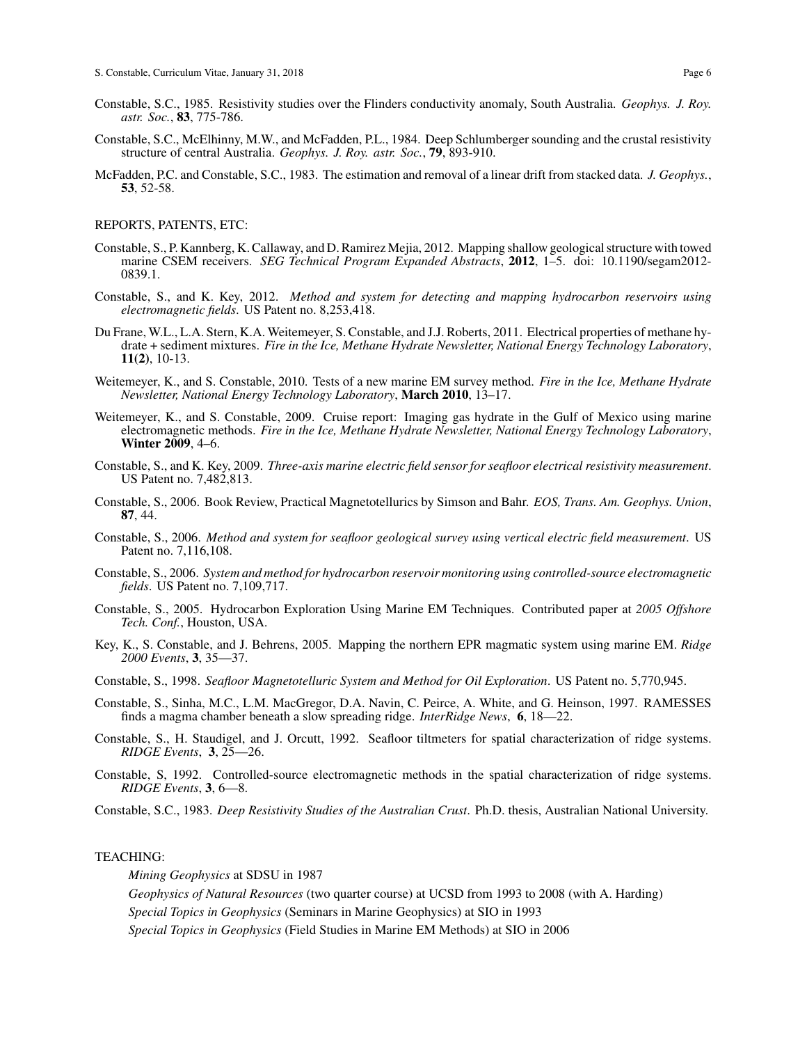Constable, S.C., 1985. Resistivity studies over the Flinders conductivity anomaly, South Australia. *Geophys. J. Roy. astr. Soc.*, **83**, 775-786.

Constable, S.C., McElhinny, M.W., and McFadden, P.L., 1984. Deep Schlumberger sounding and the crustal resistivity structure of central Australia. *Geophys. J. Roy. astr. Soc.*, **79**, 893-910.

McFadden, P.C. and Constable, S.C., 1983. The estimation and removal of a linear drift from stacked data. *J. Geophys.*, **53**, 52-58.

REPORTS, PATENTS, ETC:

Constable, S., P. Kannberg, K. Callaway, and D. Ramirez Mejia, 2012. Mapping shallow geological structure with towed marine CSEM receivers. *SEG Technical Program Expanded Abstracts*, **2012**, 1–5. doi: 10.1190/segam2012-0839.1.

Constable, S., and K. Key, 2012. *Method and system for detecting and mapping hydrocarbon reservoirs using electromagnetic fields*. US Patent no. 8,253,418.

Du Frane, W.L., L.A. Stern, K.A. Weitemeyer, S. Constable, and J.J. Roberts, 2011. Electrical properties of methane hydrate + sediment mixtures. *Fire in the Ice, Methane Hydrate Newsletter, National Energy Technology Laboratory*, **11(2)**, 10-13.

Weitemeyer, K., and S. Constable, 2010. Tests of a new marine EM survey method. *Fire in the Ice, Methane Hydrate Newsletter, National Energy Technology Laboratory*, **March 2010**, 13–17.

Weitemeyer, K., and S. Constable, 2009. Cruise report: Imaging gas hydrate in the Gulf of Mexico using marine electromagnetic methods. *Fire in the Ice, Methane Hydrate Newsletter, National Energy Technology Laboratory*, **Winter 2009**, 4–6.

Constable, S., and K. Key, 2009. *Three-axis marine electric field sensor for seafloor electrical resistivity measurement*. US Patent no. 7,482,813.

Constable, S., 2006. Book Review, Practical Magnetotellurics by Simson and Bahr. *EOS, Trans. Am. Geophys. Union*, **87**, 44.

Constable, S., 2006. *Method and system for seafloor geological survey using vertical electric field measurement*. US Patent no. 7,116,108.

Constable, S., 2006. *System and method for hydrocarbon reservoir monitoring using controlled-source electromagnetic fields*. US Patent no. 7,109,717.

Constable, S., 2005. Hydrocarbon Exploration Using Marine EM Techniques. Contributed paper at *2005 Offshore Tech. Conf.*, Houston, USA.

Key, K., S. Constable, and J. Behrens, 2005. Mapping the northern EPR magmatic system using marine EM. *Ridge 2000 Events*, **3**, 35—37.

Constable, S., 1998. *Seafloor Magnetotelluric System and Method for Oil Exploration*. US Patent no. 5,770,945.

Constable, S., Sinha, M.C., L.M. MacGregor, D.A. Navin, C. Peirce, A. White, and G. Heinson, 1997. RAMESSES finds a magma chamber beneath a slow spreading ridge. *InterRidge News*, **6**, 18—22.

Constable, S., H. Staudigel, and J. Orcutt, 1992. Seafloor tiltmeters for spatial characterization of ridge systems. *RIDGE Events*, **3**, 25—26.

Constable, S, 1992. Controlled-source electromagnetic methods in the spatial characterization of ridge systems. *RIDGE Events*, **3**, 6—8.

Constable, S.C., 1983. *Deep Resistivity Studies of the Australian Crust*. Ph.D. thesis, Australian National University.

TEACHING:

*Mining Geophysics* at SDSU in 1987

*Geophysics of Natural Resources* (two quarter course) at UCSD from 1993 to 2008 (with A. Harding)

*Special Topics in Geophysics* (Seminars in Marine Geophysics) at SIO in 1993

*Special Topics in Geophysics* (Field Studies in Marine EM Methods) at SIO in 2006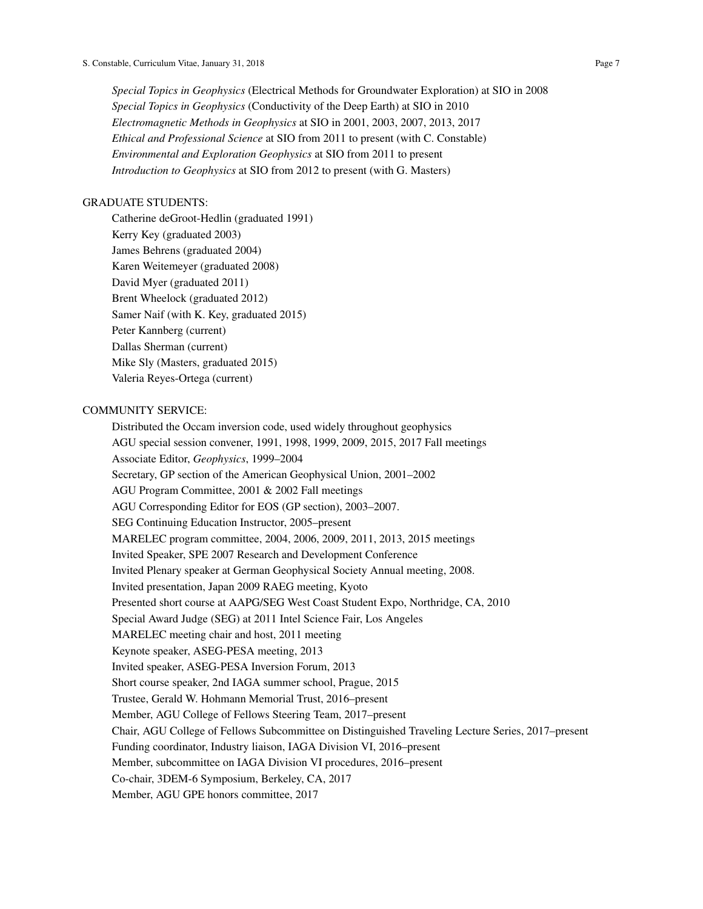*Special Topics in Geophysics* (Electrical Methods for Groundwater Exploration) at SIO in 2008
*Special Topics in Geophysics* (Conductivity of the Deep Earth) at SIO in 2010
*Electromagnetic Methods in Geophysics* at SIO in 2001, 2003, 2007, 2013, 2017
*Ethical and Professional Science* at SIO from 2011 to present (with C. Constable)
*Environmental and Exploration Geophysics* at SIO from 2011 to present
*Introduction to Geophysics* at SIO from 2012 to present (with G. Masters)

GRADUATE STUDENTS:

Catherine deGroot-Hedlin (graduated 1991)
Kerry Key (graduated 2003)
James Behrens (graduated 2004)
Karen Weitemeyer (graduated 2008)
David Myer (graduated 2011)
Brent Wheelock (graduated 2012)
Samer Naif (with K. Key, graduated 2015)
Peter Kannberg (current)
Dallas Sherman (current)
Mike Sly (Masters, graduated 2015)
Valeria Reyes-Ortega (current)

COMMUNITY SERVICE:

Distributed the Occam inversion code, used widely throughout geophysics
AGU special session convener, 1991, 1998, 1999, 2009, 2015, 2017 Fall meetings
Associate Editor, *Geophysics*, 1999–2004
Secretary, GP section of the American Geophysical Union, 2001–2002
AGU Program Committee, 2001 & 2002 Fall meetings
AGU Corresponding Editor for EOS (GP section), 2003–2007.
SEG Continuing Education Instructor, 2005–present
MARELEC program committee, 2004, 2006, 2009, 2011, 2013, 2015 meetings
Invited Speaker, SPE 2007 Research and Development Conference
Invited Plenary speaker at German Geophysical Society Annual meeting, 2008.
Invited presentation, Japan 2009 RAEG meeting, Kyoto
Presented short course at AAPG/SEG West Coast Student Expo, Northridge, CA, 2010
Special Award Judge (SEG) at 2011 Intel Science Fair, Los Angeles
MARELEC meeting chair and host, 2011 meeting
Keynote speaker, ASEG-PESA meeting, 2013
Invited speaker, ASEG-PESA Inversion Forum, 2013
Short course speaker, 2nd IAGA summer school, Prague, 2015
Trustee, Gerald W. Hohmann Memorial Trust, 2016–present
Member, AGU College of Fellows Steering Team, 2017–present
Chair, AGU College of Fellows Subcommittee on Distinguished Traveling Lecture Series, 2017–present
Funding coordinator, Industry liaison, IAGA Division VI, 2016–present
Member, subcommittee on IAGA Division VI procedures, 2016–present
Co-chair, 3DEM-6 Symposium, Berkeley, CA, 2017
Member, AGU GPE honors committee, 2017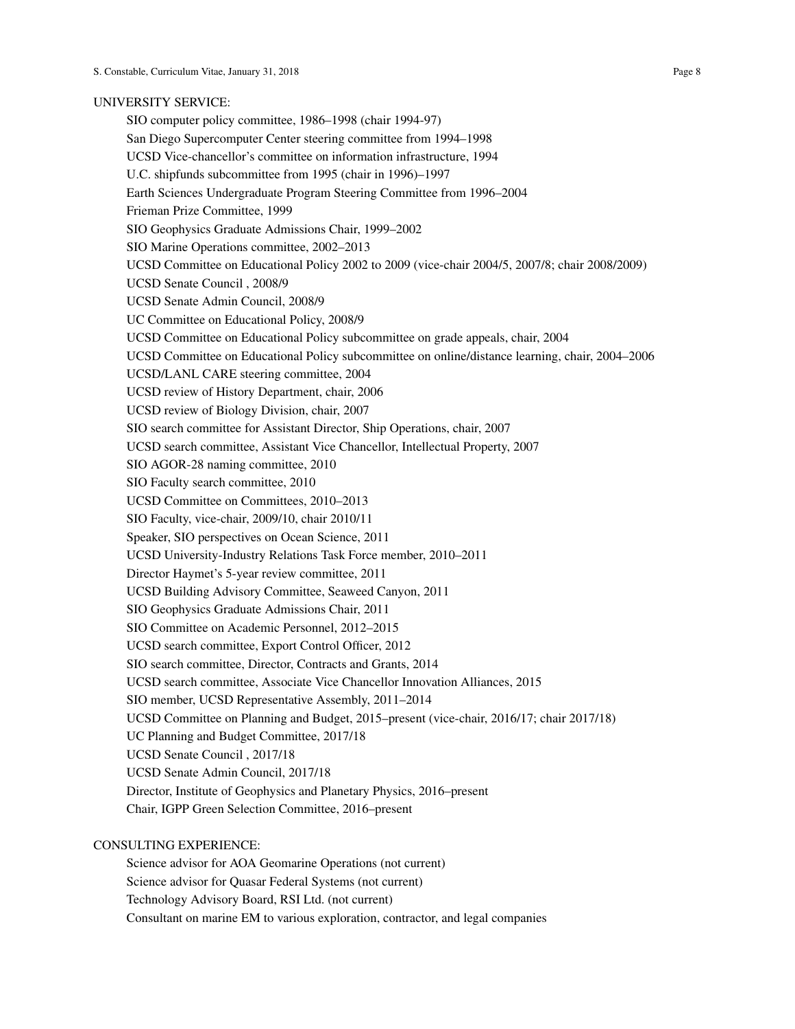## UNIVERSITY SERVICE:

SIO computer policy committee, 1986–1998 (chair 1994-97)

San Diego Supercomputer Center steering committee from 1994–1998

UCSD Vice-chancellor's committee on information infrastructure, 1994

U.C. shipfunds subcommittee from 1995 (chair in 1996)–1997

Earth Sciences Undergraduate Program Steering Committee from 1996–2004

Frieman Prize Committee, 1999

SIO Geophysics Graduate Admissions Chair, 1999–2002

SIO Marine Operations committee, 2002–2013

UCSD Committee on Educational Policy 2002 to 2009 (vice-chair 2004/5, 2007/8; chair 2008/2009)

UCSD Senate Council , 2008/9

UCSD Senate Admin Council, 2008/9

UC Committee on Educational Policy, 2008/9

UCSD Committee on Educational Policy subcommittee on grade appeals, chair, 2004

UCSD Committee on Educational Policy subcommittee on online/distance learning, chair, 2004–2006

UCSD/LANL CARE steering committee, 2004

UCSD review of History Department, chair, 2006

UCSD review of Biology Division, chair, 2007

SIO search committee for Assistant Director, Ship Operations, chair, 2007

UCSD search committee, Assistant Vice Chancellor, Intellectual Property, 2007

SIO AGOR-28 naming committee, 2010

SIO Faculty search committee, 2010

UCSD Committee on Committees, 2010–2013

SIO Faculty, vice-chair, 2009/10, chair 2010/11

Speaker, SIO perspectives on Ocean Science, 2011

UCSD University-Industry Relations Task Force member, 2010–2011

Director Haymet's 5-year review committee, 2011

UCSD Building Advisory Committee, Seaweed Canyon, 2011

SIO Geophysics Graduate Admissions Chair, 2011

SIO Committee on Academic Personnel, 2012–2015

UCSD search committee, Export Control Officer, 2012

SIO search committee, Director, Contracts and Grants, 2014

UCSD search committee, Associate Vice Chancellor Innovation Alliances, 2015

SIO member, UCSD Representative Assembly, 2011–2014

UCSD Committee on Planning and Budget, 2015–present (vice-chair, 2016/17; chair 2017/18)

UC Planning and Budget Committee, 2017/18

UCSD Senate Council , 2017/18

UCSD Senate Admin Council, 2017/18

Director, Institute of Geophysics and Planetary Physics, 2016–present

Chair, IGPP Green Selection Committee, 2016–present

## CONSULTING EXPERIENCE:

Science advisor for AOA Geomarine Operations (not current)

Science advisor for Quasar Federal Systems (not current)

Technology Advisory Board, RSI Ltd. (not current)

Consultant on marine EM to various exploration, contractor, and legal companies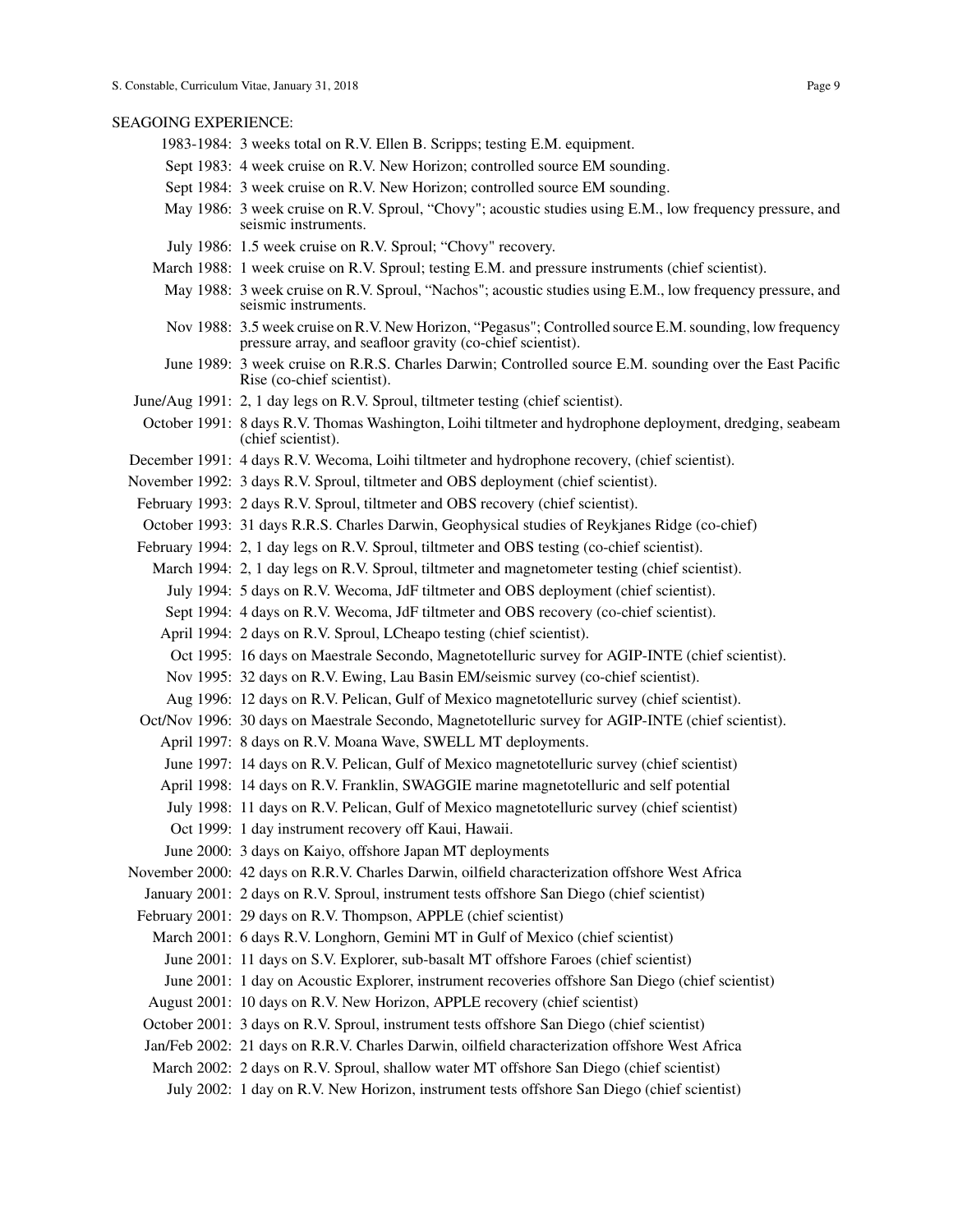SEAGOING EXPERIENCE:

- 1983-1984: 3 weeks total on R.V. Ellen B. Scripps; testing E.M. equipment.
- Sept 1983: 4 week cruise on R.V. New Horizon; controlled source EM sounding.
- Sept 1984: 3 week cruise on R.V. New Horizon; controlled source EM sounding.
- May 1986: 3 week cruise on R.V. Sproul, "Chovy"; acoustic studies using E.M., low frequency pressure, and seismic instruments.
- July 1986: 1.5 week cruise on R.V. Sproul; "Chovy" recovery.
- March 1988: 1 week cruise on R.V. Sproul; testing E.M. and pressure instruments (chief scientist).
- May 1988: 3 week cruise on R.V. Sproul, "Nachos"; acoustic studies using E.M., low frequency pressure, and seismic instruments.
- Nov 1988: 3.5 week cruise on R.V. New Horizon, "Pegasus"; Controlled source E.M. sounding, low frequency pressure array, and seafloor gravity (co-chief scientist).
- June 1989: 3 week cruise on R.R.S. Charles Darwin; Controlled source E.M. sounding over the East Pacific Rise (co-chief scientist).
- June/Aug 1991: 2, 1 day legs on R.V. Sproul, tiltmeter testing (chief scientist).
- October 1991: 8 days R.V. Thomas Washington, Loihi tiltmeter and hydrophone deployment, dredging, seabeam (chief scientist).
- December 1991: 4 days R.V. Wecoma, Loihi tiltmeter and hydrophone recovery, (chief scientist).
- November 1992: 3 days R.V. Sproul, tiltmeter and OBS deployment (chief scientist).
- February 1993: 2 days R.V. Sproul, tiltmeter and OBS recovery (chief scientist).
- October 1993: 31 days R.R.S. Charles Darwin, Geophysical studies of Reykjanes Ridge (co-chief)
- February 1994: 2, 1 day legs on R.V. Sproul, tiltmeter and OBS testing (co-chief scientist).
- March 1994: 2, 1 day legs on R.V. Sproul, tiltmeter and magnetometer testing (chief scientist).
- July 1994: 5 days on R.V. Wecoma, JdF tiltmeter and OBS deployment (chief scientist).
- Sept 1994: 4 days on R.V. Wecoma, JdF tiltmeter and OBS recovery (co-chief scientist).
- April 1994: 2 days on R.V. Sproul, LCheapo testing (chief scientist).
- Oct 1995: 16 days on Maestrale Secondo, Magnetotelluric survey for AGIP-INTE (chief scientist).
- Nov 1995: 32 days on R.V. Ewing, Lau Basin EM/seismic survey (co-chief scientist).
- Aug 1996: 12 days on R.V. Pelican, Gulf of Mexico magnetotelluric survey (chief scientist).
- Oct/Nov 1996: 30 days on Maestrale Secondo, Magnetotelluric survey for AGIP-INTE (chief scientist).
- April 1997: 8 days on R.V. Moana Wave, SWELL MT deployments.
- June 1997: 14 days on R.V. Pelican, Gulf of Mexico magnetotelluric survey (chief scientist)
- April 1998: 14 days on R.V. Franklin, SWAGGIE marine magnetotelluric and self potential
- July 1998: 11 days on R.V. Pelican, Gulf of Mexico magnetotelluric survey (chief scientist)
- Oct 1999: 1 day instrument recovery off Kaui, Hawaii.
- June 2000: 3 days on Kaiyo, offshore Japan MT deployments
- November 2000: 42 days on R.R.V. Charles Darwin, oilfield characterization offshore West Africa
- January 2001: 2 days on R.V. Sproul, instrument tests offshore San Diego (chief scientist)
- February 2001: 29 days on R.V. Thompson, APPLE (chief scientist)
- March 2001: 6 days R.V. Longhorn, Gemini MT in Gulf of Mexico (chief scientist)
- June 2001: 11 days on S.V. Explorer, sub-basalt MT offshore Faroes (chief scientist)
- June 2001: 1 day on Acoustic Explorer, instrument recoveries offshore San Diego (chief scientist)
- August 2001: 10 days on R.V. New Horizon, APPLE recovery (chief scientist)
- October 2001: 3 days on R.V. Sproul, instrument tests offshore San Diego (chief scientist)
- Jan/Feb 2002: 21 days on R.R.V. Charles Darwin, oilfield characterization offshore West Africa
- March 2002: 2 days on R.V. Sproul, shallow water MT offshore San Diego (chief scientist)
- July 2002: 1 day on R.V. New Horizon, instrument tests offshore San Diego (chief scientist)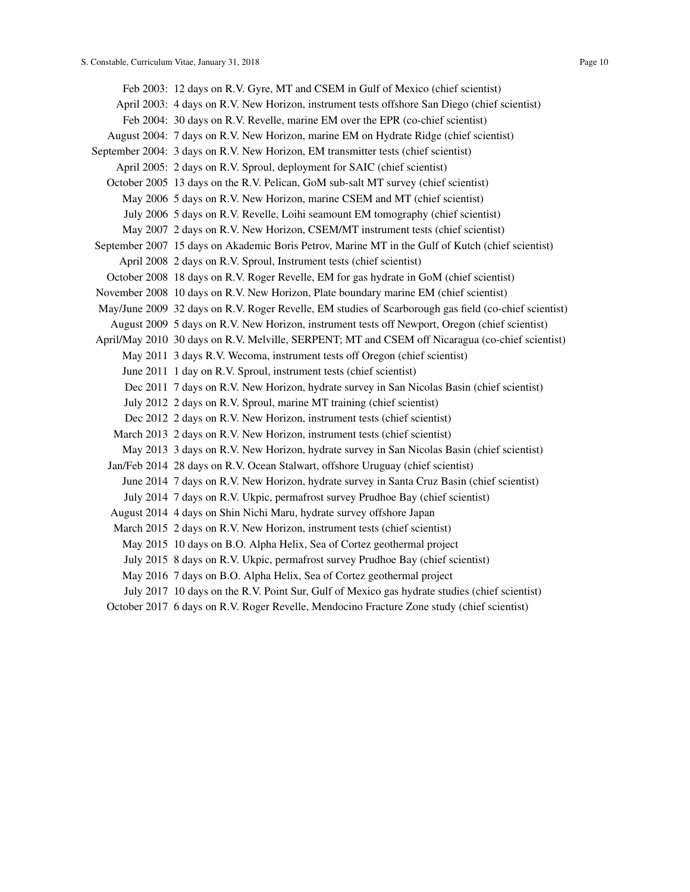Feb 2003: 12 days on R.V. Gyre, MT and CSEM in Gulf of Mexico (chief scientist)
April 2003: 4 days on R.V. New Horizon, instrument tests offshore San Diego (chief scientist)
Feb 2004: 30 days on R.V. Revelle, marine EM over the EPR (co-chief scientist)
August 2004: 7 days on R.V. New Horizon, marine EM on Hydrate Ridge (chief scientist)
September 2004: 3 days on R.V. New Horizon, EM transmitter tests (chief scientist)
April 2005: 2 days on R.V. Sproul, deployment for SAIC (chief scientist)
October 2005 13 days on the R.V. Pelican, GoM sub-salt MT survey (chief scientist)
May 2006 5 days on R.V. New Horizon, marine CSEM and MT (chief scientist)
July 2006 5 days on R.V. Revelle, Loihi seamount EM tomography (chief scientist)
May 2007 2 days on R.V. New Horizon, CSEM/MT instrument tests (chief scientist)
September 2007 15 days on Akademic Boris Petrov, Marine MT in the Gulf of Kutch (chief scientist)
April 2008 2 days on R.V. Sproul, Instrument tests (chief scientist)
October 2008 18 days on R.V. Roger Revelle, EM for gas hydrate in GoM (chief scientist)
November 2008 10 days on R.V. New Horizon, Plate boundary marine EM (chief scientist)
May/June 2009 32 days on R.V. Roger Revelle, EM studies of Scarborough gas field (co-chief scientist)
August 2009 5 days on R.V. New Horizon, instrument tests off Newport, Oregon (chief scientist)
April/May 2010 30 days on R.V. Melville, SERPENT; MT and CSEM off Nicaragua (co-chief scientist)
May 2011 3 days R.V. Wecoma, instrument tests off Oregon (chief scientist)
June 2011 1 day on R.V. Sproul, instrument tests (chief scientist)
Dec 2011 7 days on R.V. New Horizon, hydrate survey in San Nicolas Basin (chief scientist)
July 2012 2 days on R.V. Sproul, marine MT training (chief scientist)
Dec 2012 2 days on R.V. New Horizon, instrument tests (chief scientist)
March 2013 2 days on R.V. New Horizon, instrument tests (chief scientist)
May 2013 3 days on R.V. New Horizon, hydrate survey in San Nicolas Basin (chief scientist)
Jan/Feb 2014 28 days on R.V. Ocean Stalwart, offshore Uruguay (chief scientist)
June 2014 7 days on R.V. New Horizon, hydrate survey in Santa Cruz Basin (chief scientist)
July 2014 7 days on R.V. Ukpic, permafrost survey Prudhoe Bay (chief scientist)
August 2014 4 days on Shin Nichi Maru, hydrate survey offshore Japan
March 2015 2 days on R.V. New Horizon, instrument tests (chief scientist)
May 2015 10 days on B.O. Alpha Helix, Sea of Cortez geothermal project
July 2015 8 days on R.V. Ukpic, permafrost survey Prudhoe Bay (chief scientist)
May 2016 7 days on B.O. Alpha Helix, Sea of Cortez geothermal project
July 2017 10 days on the R.V. Point Sur, Gulf of Mexico gas hydrate studies (chief scientist)
October 2017 6 days on R.V. Roger Revelle, Mendocino Fracture Zone study (chief scientist)